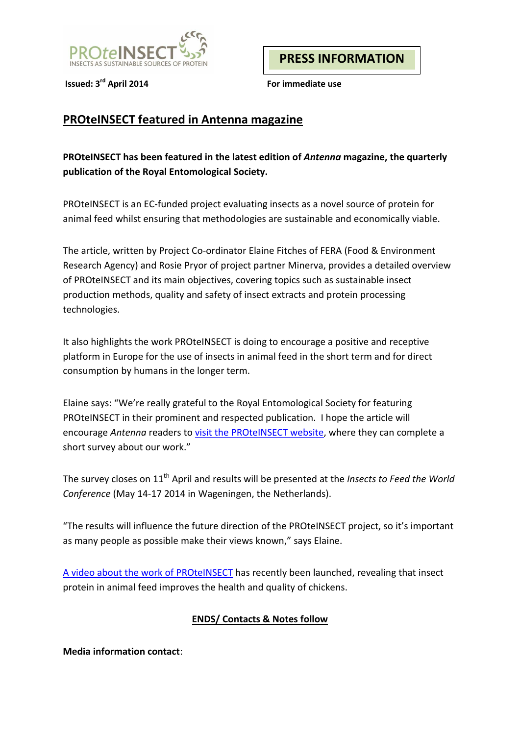PROteINSECT
INSECTS AS SUSTAINABLE SOURCES OF PROTEIN

**PRESS INFORMATION**

**Issued: 3rd April 2014**

**For immediate use**

# PROteINSECT featured in Antenna magazine

**PROteINSECT has been featured in the latest edition of *Antenna* magazine, the quarterly publication of the Royal Entomological Society.**

PROteINSECT is an EC-funded project evaluating insects as a novel source of protein for animal feed whilst ensuring that methodologies are sustainable and economically viable.

The article, written by Project Co-ordinator Elaine Fitches of FERA (Food & Environment Research Agency) and Rosie Pryor of project partner Minerva, provides a detailed overview of PROteINSECT and its main objectives, covering topics such as sustainable insect production methods, quality and safety of insect extracts and protein processing technologies.

It also highlights the work PROteINSECT is doing to encourage a positive and receptive platform in Europe for the use of insects in animal feed in the short term and for direct consumption by humans in the longer term.

Elaine says: "We're really grateful to the Royal Entomological Society for featuring PROteINSECT in their prominent and respected publication. I hope the article will encourage *Antenna* readers to visit the PROteINSECT website, where they can complete a short survey about our work."

The survey closes on 11th April and results will be presented at the *Insects to Feed the World Conference* (May 14-17 2014 in Wageningen, the Netherlands).

"The results will influence the future direction of the PROteINSECT project, so it's important as many people as possible make their views known," says Elaine.

A video about the work of PROteINSECT has recently been launched, revealing that insect protein in animal feed improves the health and quality of chickens.

**ENDS/ Contacts & Notes follow**

**Media information contact**: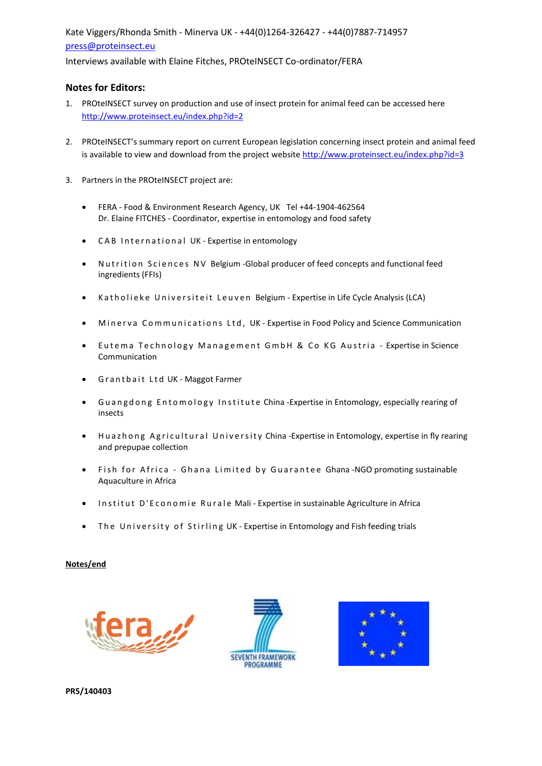Kate Viggers/Rhonda Smith - Minerva UK - +44(0)1264-326427 - +44(0)7887-714957
press@proteinsect.eu
Interviews available with Elaine Fitches, PROteINSECT Co-ordinator/FERA

## Notes for Editors:

1. PROteINSECT survey on production and use of insect protein for animal feed can be accessed here http://www.proteinsect.eu/index.php?id=2

2. PROteINSECT's summary report on current European legislation concerning insect protein and animal feed is available to view and download from the project website http://www.proteinsect.eu/index.php?id=3

3. Partners in the PROteINSECT project are:

   - FERA - Food & Environment Research Agency, UK Tel +44-1904-462564
     Dr. Elaine FITCHES - Coordinator, expertise in entomology and food safety
   - CAB International UK - Expertise in entomology
   - Nutrition Sciences NV Belgium -Global producer of feed concepts and functional feed ingredients (FFIs)
   - Katholieke Universiteit Leuven Belgium - Expertise in Life Cycle Analysis (LCA)
   - Minerva Communications Ltd, UK - Expertise in Food Policy and Science Communication
   - Eutema Technology Management GmbH & Co KG Austria - Expertise in Science Communication
   - Grantbait Ltd UK - Maggot Farmer
   - Guangdong Entomology Institute China -Expertise in Entomology, especially rearing of insects
   - Huazhong Agricultural University China -Expertise in Entomology, expertise in fly rearing and prepupae collection
   - Fish for Africa - Ghana Limited by Guarantee Ghana -NGO promoting sustainable Aquaculture in Africa
   - Institut D'Economie Rurale Mali - Expertise in sustainable Agriculture in Africa
   - The University of Stirling UK - Expertise in Entomology and Fish feeding trials

<u>**Notes/end**</u>

fera

SEVENTH FRAMEWORK PROGRAMME

**PR5/140403**